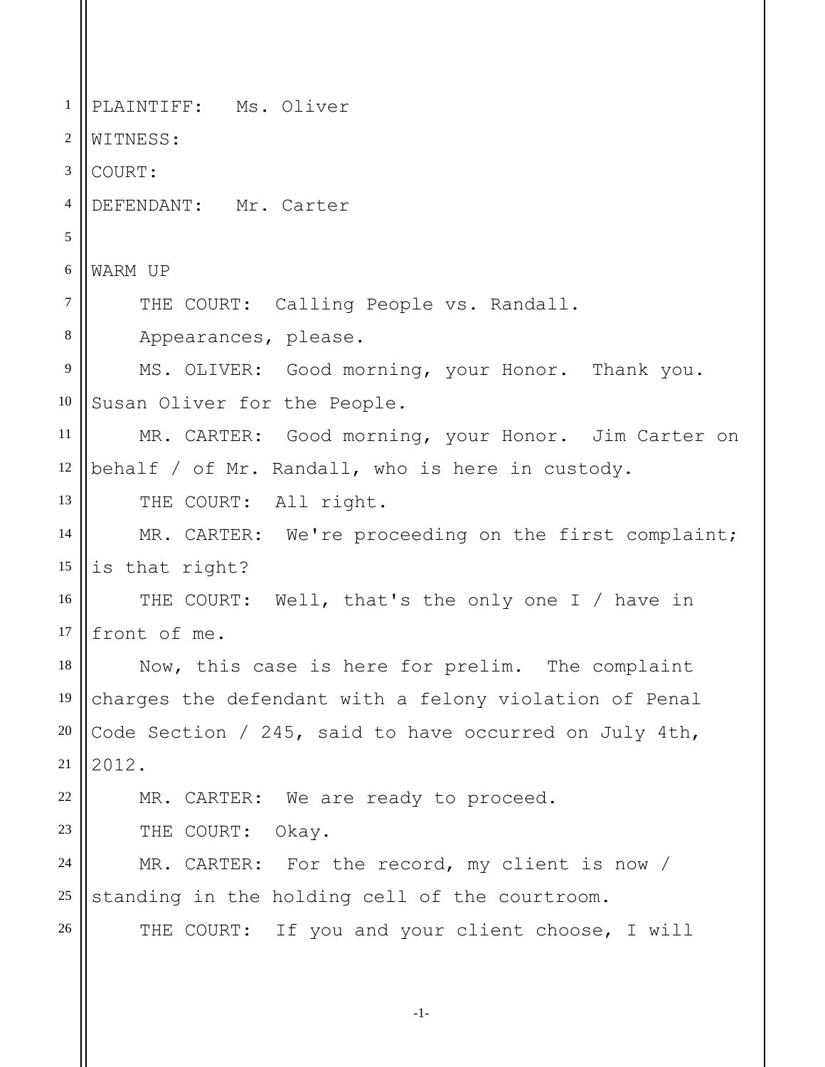PLAINTIFF: Ms. Oliver

WITNESS:

COURT:

DEFENDANT: Mr. Carter

WARM UP

THE COURT: Calling People vs. Randall.

Appearances, please.

MS. OLIVER: Good morning, your Honor. Thank you. Susan Oliver for the People.

MR. CARTER: Good morning, your Honor. Jim Carter on behalf / of Mr. Randall, who is here in custody.

THE COURT: All right.

MR. CARTER: We're proceeding on the first complaint; is that right?

THE COURT: Well, that's the only one I / have in front of me.

Now, this case is here for prelim. The complaint charges the defendant with a felony violation of Penal Code Section / 245, said to have occurred on July 4th, 2012.

MR. CARTER: We are ready to proceed.

THE COURT: Okay.

MR. CARTER: For the record, my client is now / standing in the holding cell of the courtroom.

THE COURT: If you and your client choose, I will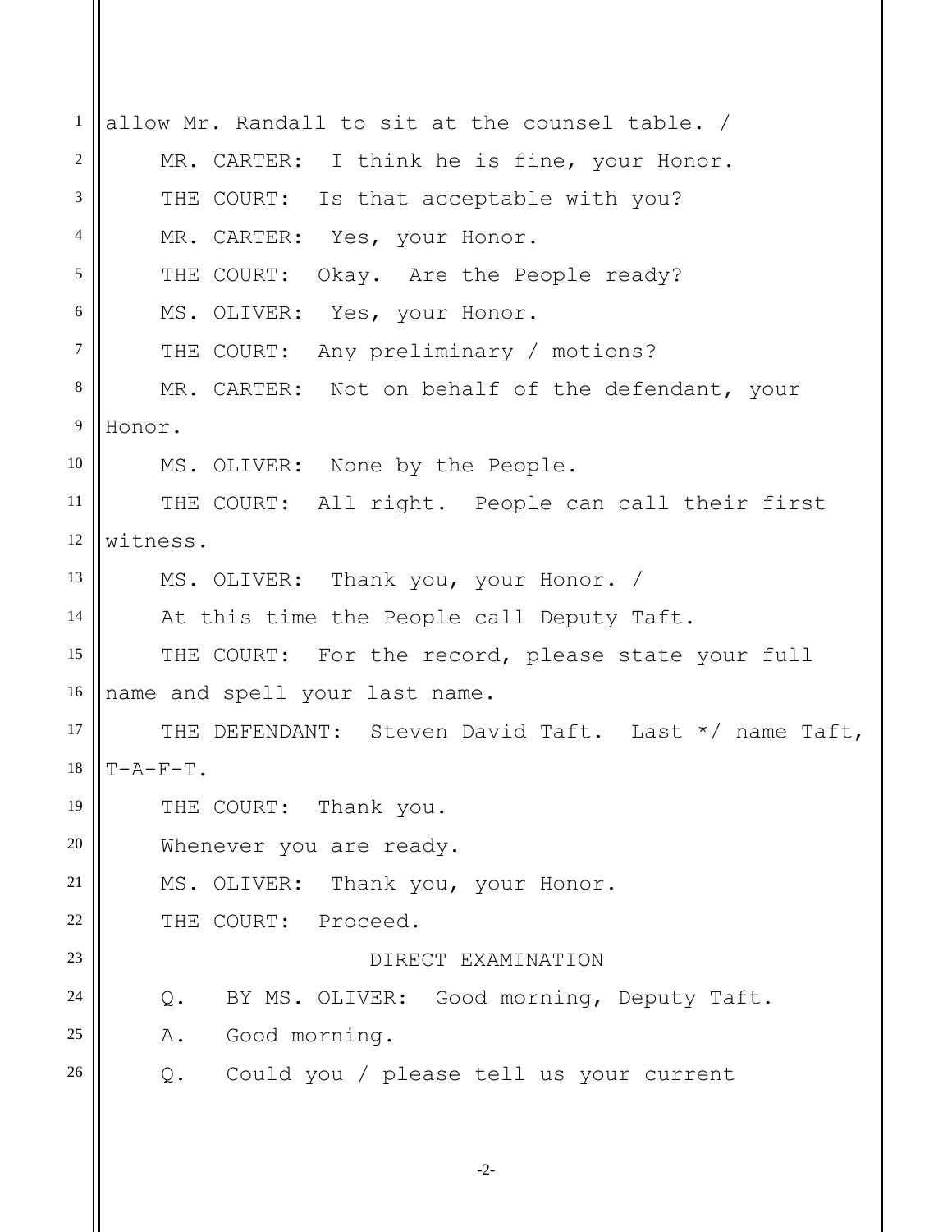allow Mr. Randall to sit at the counsel table. /

MR. CARTER: I think he is fine, your Honor.

THE COURT: Is that acceptable with you?

MR. CARTER: Yes, your Honor.

THE COURT: Okay. Are the People ready?

MS. OLIVER: Yes, your Honor.

THE COURT: Any preliminary / motions?

MR. CARTER: Not on behalf of the defendant, your Honor.

MS. OLIVER: None by the People.

THE COURT: All right. People can call their first witness.

MS. OLIVER: Thank you, your Honor. /

At this time the People call Deputy Taft.

THE COURT: For the record, please state your full name and spell your last name.

THE DEFENDANT: Steven David Taft. Last */ name Taft, T-A-F-T.

THE COURT: Thank you.

Whenever you are ready.

MS. OLIVER: Thank you, your Honor.

THE COURT: Proceed.

DIRECT EXAMINATION

Q. BY MS. OLIVER: Good morning, Deputy Taft.

A. Good morning.

Q. Could you / please tell us your current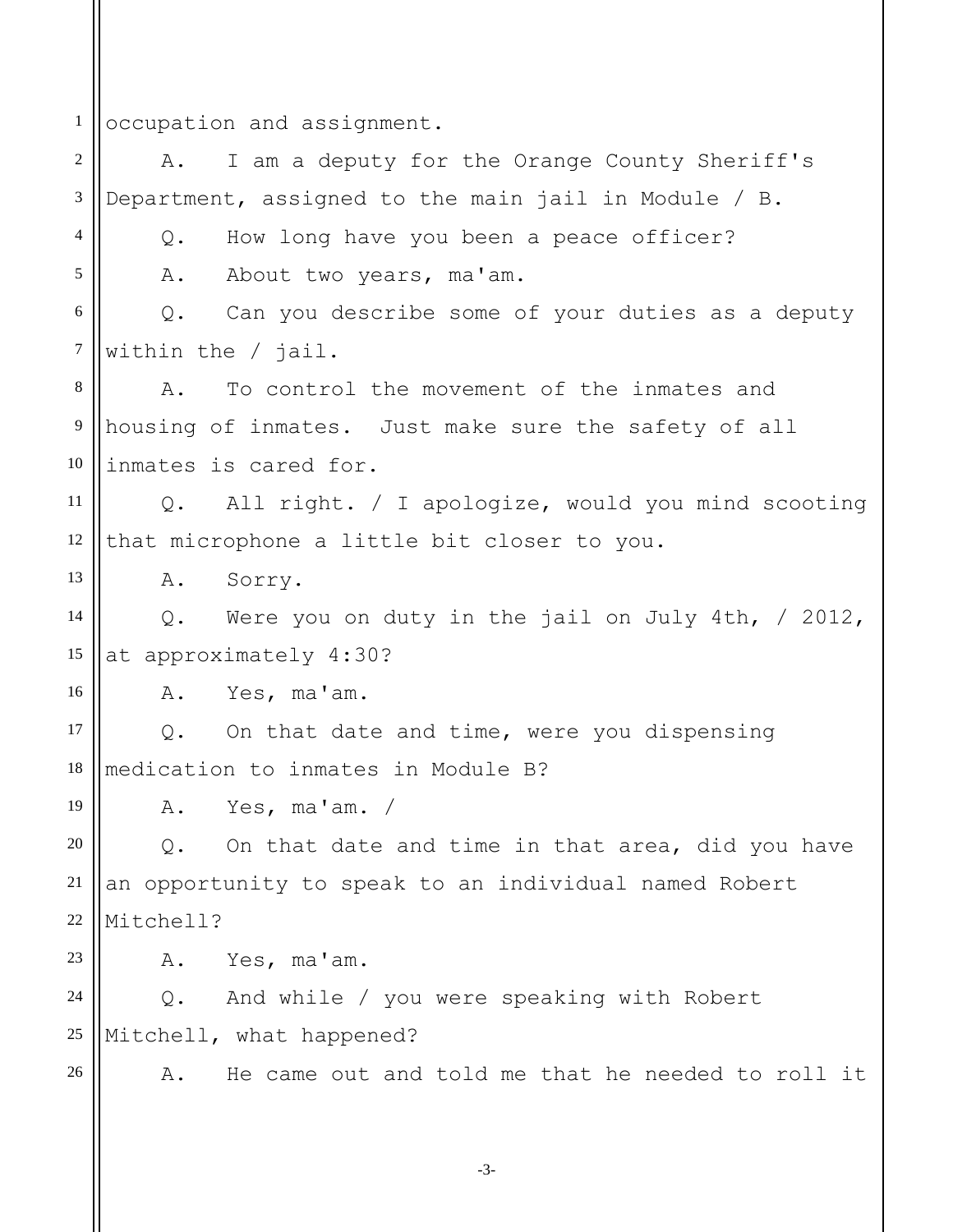occupation and assignment.

A. I am a deputy for the Orange County Sheriff's Department, assigned to the main jail in Module / B.

Q. How long have you been a peace officer?

A. About two years, ma'am.

Q. Can you describe some of your duties as a deputy within the / jail.

A. To control the movement of the inmates and housing of inmates. Just make sure the safety of all inmates is cared for.

Q. All right. / I apologize, would you mind scooting that microphone a little bit closer to you.

A. Sorry.

Q. Were you on duty in the jail on July 4th, / 2012, at approximately 4:30?

A. Yes, ma'am.

Q. On that date and time, were you dispensing medication to inmates in Module B?

A. Yes, ma'am. /

Q. On that date and time in that area, did you have an opportunity to speak to an individual named Robert Mitchell?

A. Yes, ma'am.

Q. And while / you were speaking with Robert Mitchell, what happened?

A. He came out and told me that he needed to roll it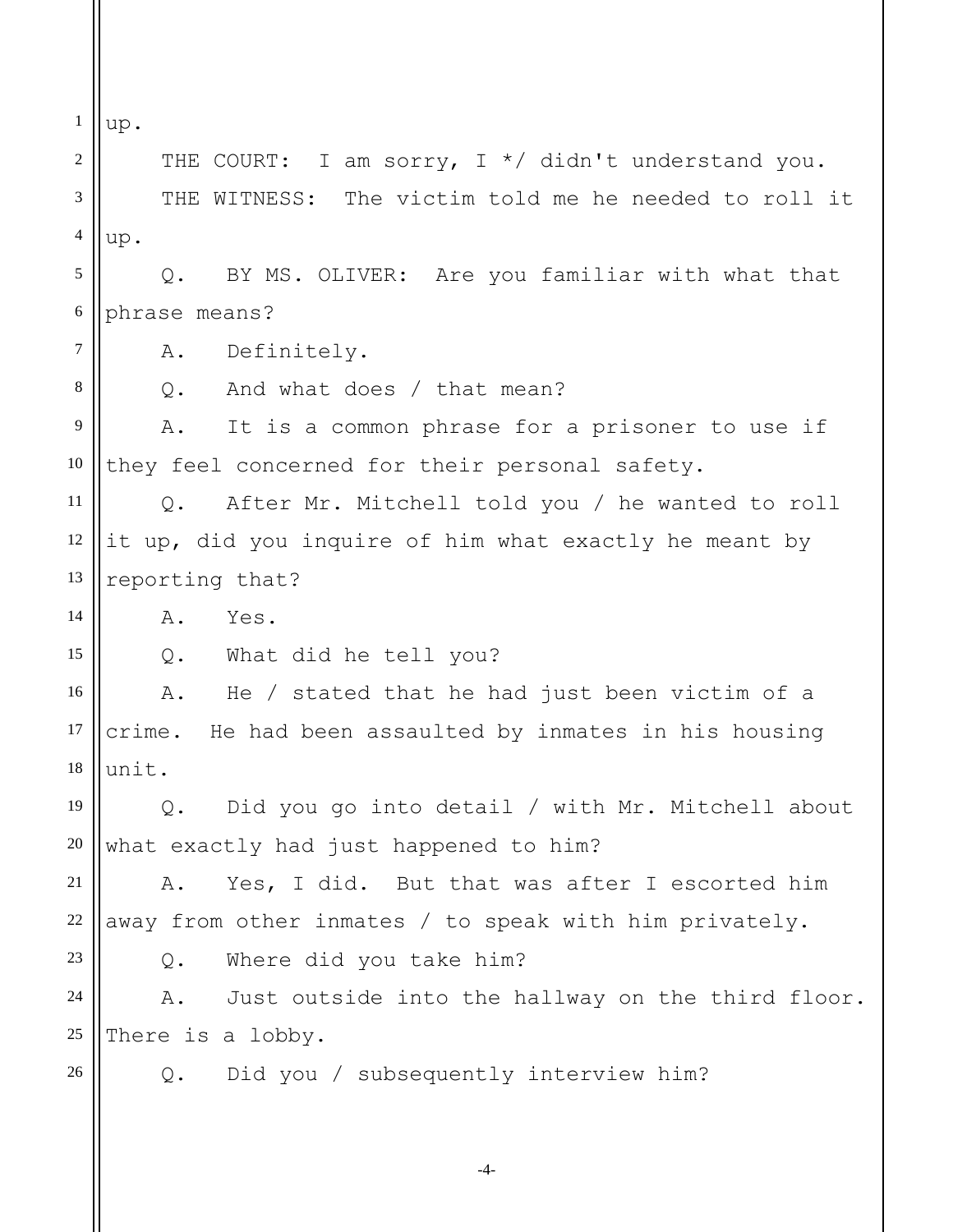up.

THE COURT: I am sorry, I */ didn't understand you.

THE WITNESS: The victim told me he needed to roll it up.

Q. BY MS. OLIVER: Are you familiar with what that phrase means?

A. Definitely.

Q. And what does / that mean?

A. It is a common phrase for a prisoner to use if they feel concerned for their personal safety.

Q. After Mr. Mitchell told you / he wanted to roll it up, did you inquire of him what exactly he meant by reporting that?

A. Yes.

Q. What did he tell you?

A. He / stated that he had just been victim of a crime. He had been assaulted by inmates in his housing unit.

Q. Did you go into detail / with Mr. Mitchell about what exactly had just happened to him?

A. Yes, I did. But that was after I escorted him away from other inmates / to speak with him privately.

Q. Where did you take him?

A. Just outside into the hallway on the third floor. There is a lobby.

Q. Did you / subsequently interview him?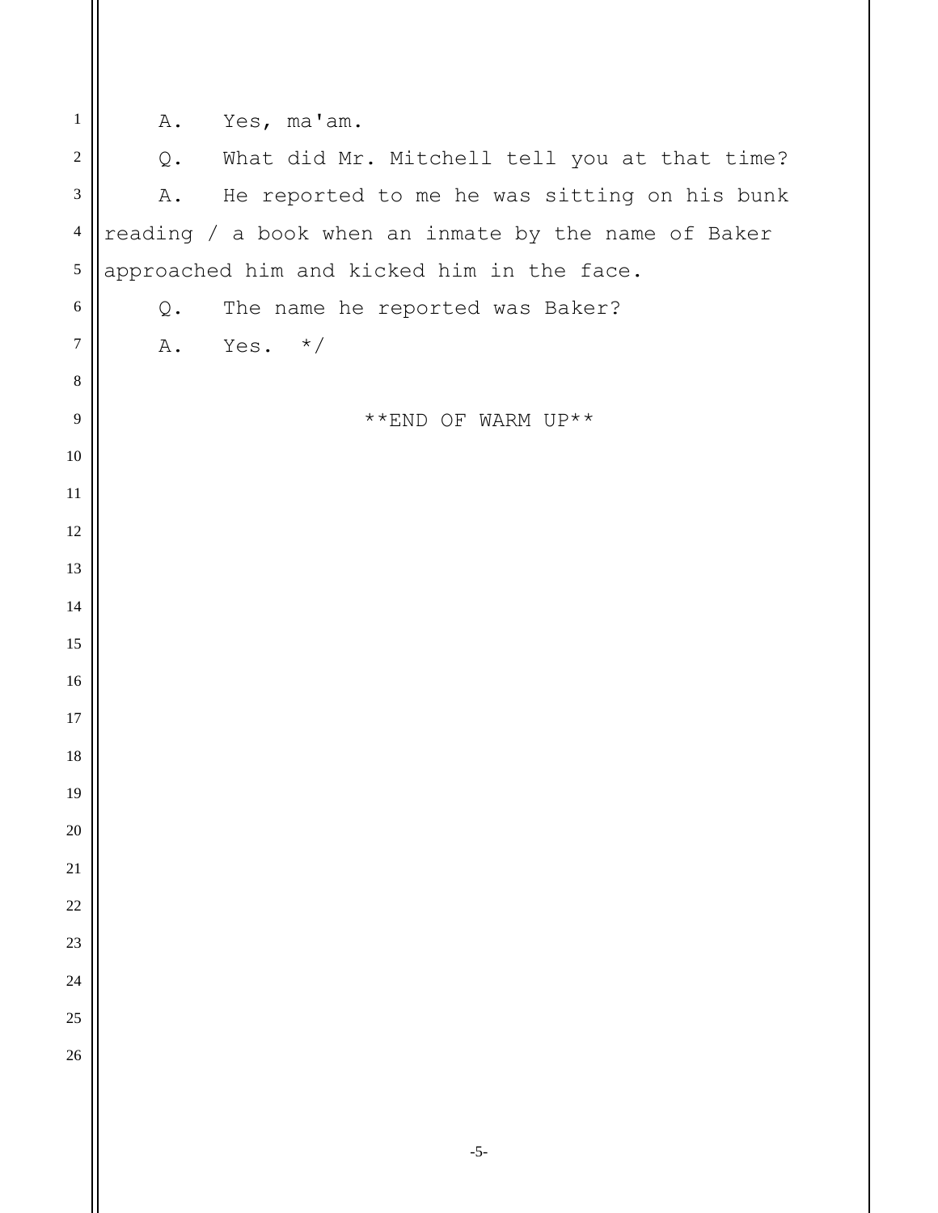A. Yes, ma'am.

Q. What did Mr. Mitchell tell you at that time?

A. He reported to me he was sitting on his bunk reading / a book when an inmate by the name of Baker approached him and kicked him in the face.

Q. The name he reported was Baker?

A. Yes. */

**END OF WARM UP**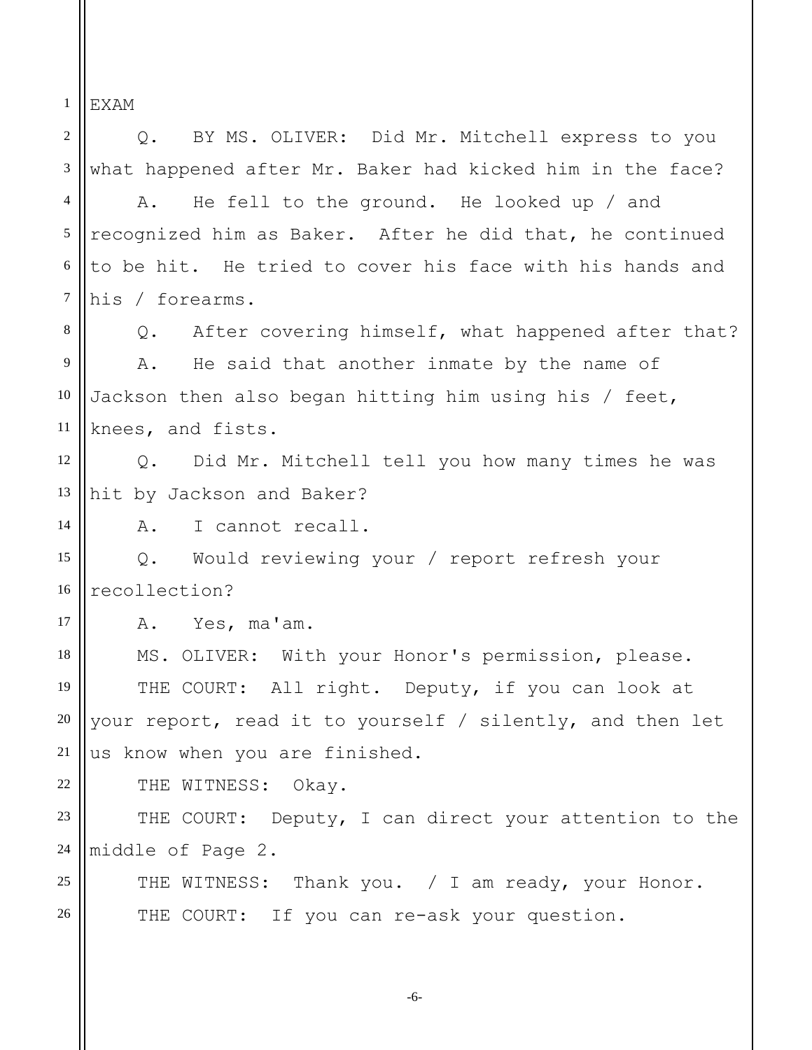EXAM

Q. BY MS. OLIVER: Did Mr. Mitchell express to you what happened after Mr. Baker had kicked him in the face?

A. He fell to the ground. He looked up / and recognized him as Baker. After he did that, he continued to be hit. He tried to cover his face with his hands and his / forearms.

Q. After covering himself, what happened after that?

A. He said that another inmate by the name of Jackson then also began hitting him using his / feet, knees, and fists.

Q. Did Mr. Mitchell tell you how many times he was hit by Jackson and Baker?

A. I cannot recall.

Q. Would reviewing your / report refresh your recollection?

A. Yes, ma'am.

MS. OLIVER: With your Honor's permission, please.

THE COURT: All right. Deputy, if you can look at your report, read it to yourself / silently, and then let us know when you are finished.

THE WITNESS: Okay.

THE COURT: Deputy, I can direct your attention to the middle of Page 2.

THE WITNESS: Thank you. / I am ready, your Honor.

THE COURT: If you can re-ask your question.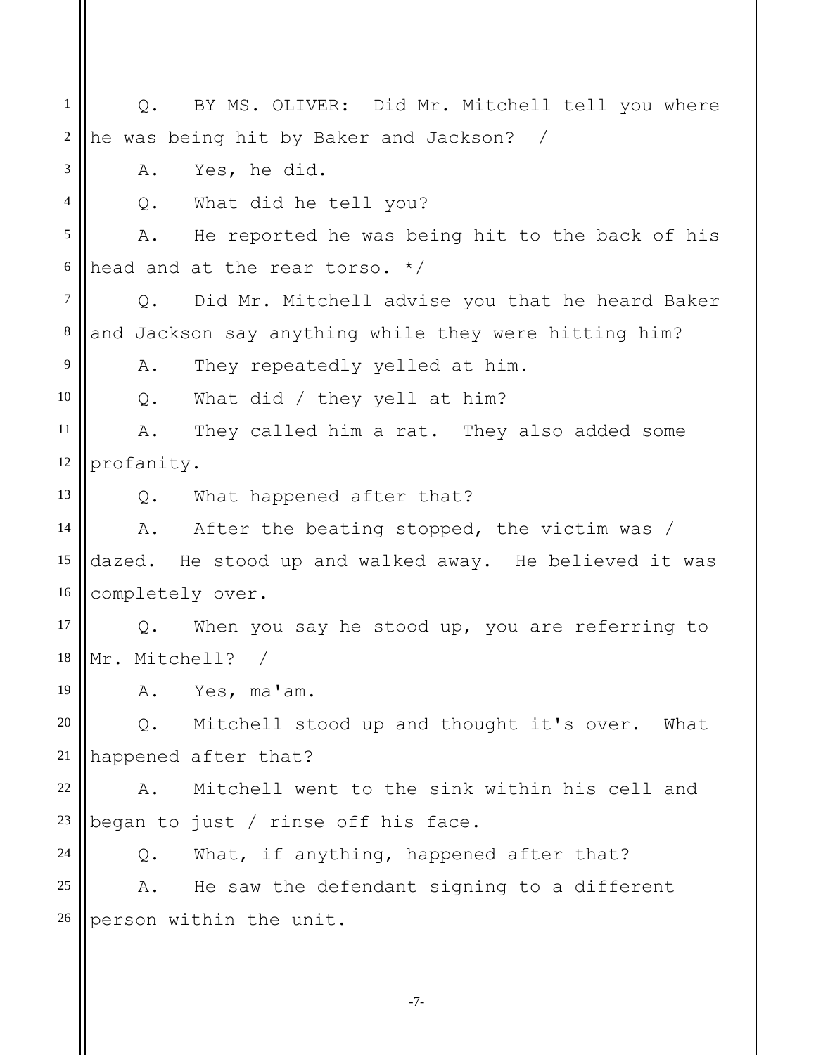Q. BY MS. OLIVER: Did Mr. Mitchell tell you where he was being hit by Baker and Jackson? /

A. Yes, he did.

Q. What did he tell you?

A. He reported he was being hit to the back of his head and at the rear torso. */

Q. Did Mr. Mitchell advise you that he heard Baker and Jackson say anything while they were hitting him?

A. They repeatedly yelled at him.

Q. What did / they yell at him?

A. They called him a rat. They also added some profanity.

Q. What happened after that?

A. After the beating stopped, the victim was / dazed. He stood up and walked away. He believed it was completely over.

Q. When you say he stood up, you are referring to Mr. Mitchell? /

A. Yes, ma'am.

Q. Mitchell stood up and thought it's over. What happened after that?

A. Mitchell went to the sink within his cell and began to just / rinse off his face.

Q. What, if anything, happened after that?

A. He saw the defendant signing to a different person within the unit.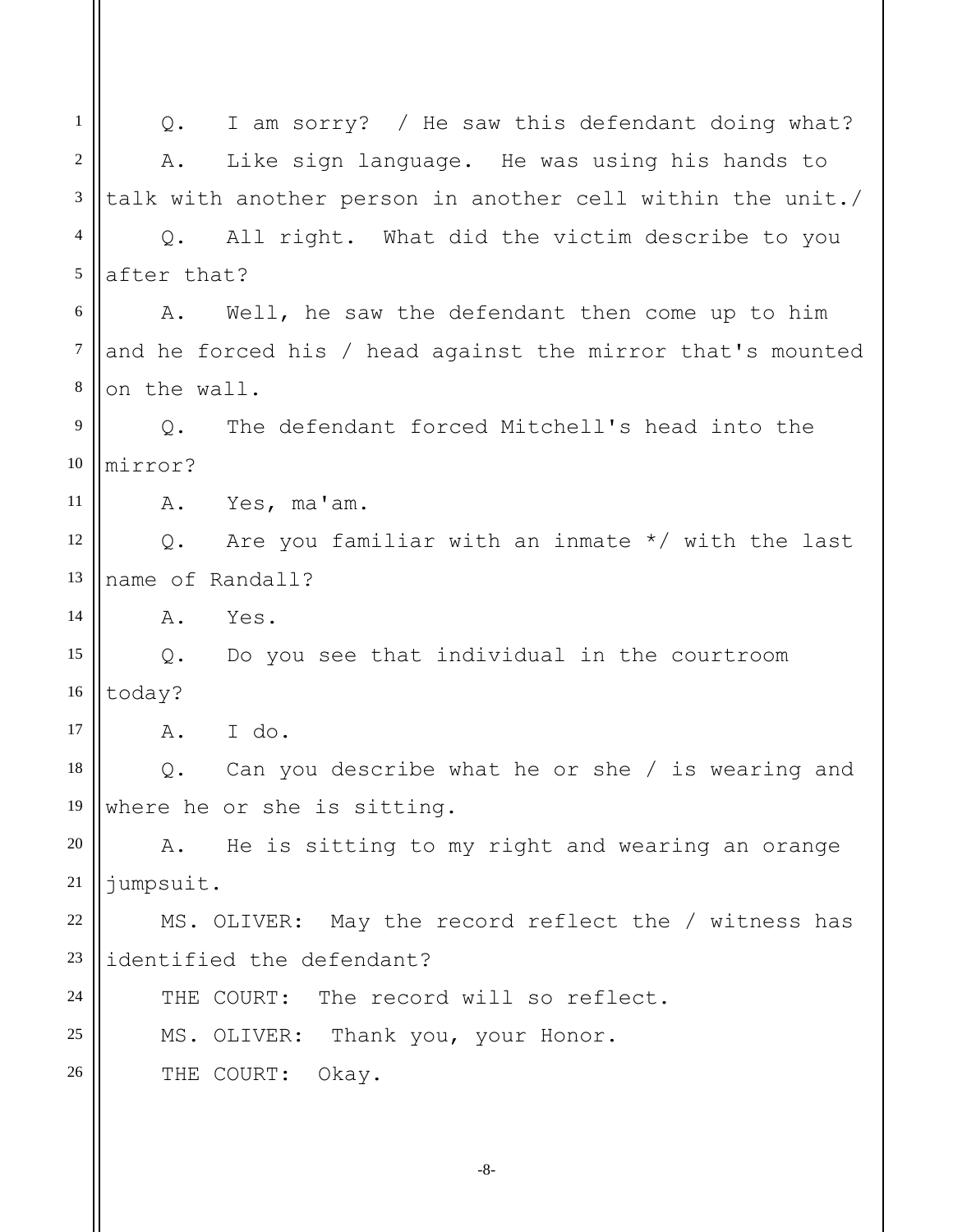Q. I am sorry? / He saw this defendant doing what?

A. Like sign language. He was using his hands to talk with another person in another cell within the unit./

Q. All right. What did the victim describe to you after that?

A. Well, he saw the defendant then come up to him and he forced his / head against the mirror that's mounted on the wall.

Q. The defendant forced Mitchell's head into the mirror?

A. Yes, ma'am.

Q. Are you familiar with an inmate */ with the last name of Randall?

A. Yes.

Q. Do you see that individual in the courtroom today?

A. I do.

Q. Can you describe what he or she / is wearing and where he or she is sitting.

A. He is sitting to my right and wearing an orange jumpsuit.

MS. OLIVER: May the record reflect the / witness has identified the defendant?

THE COURT: The record will so reflect.

MS. OLIVER: Thank you, your Honor.

THE COURT: Okay.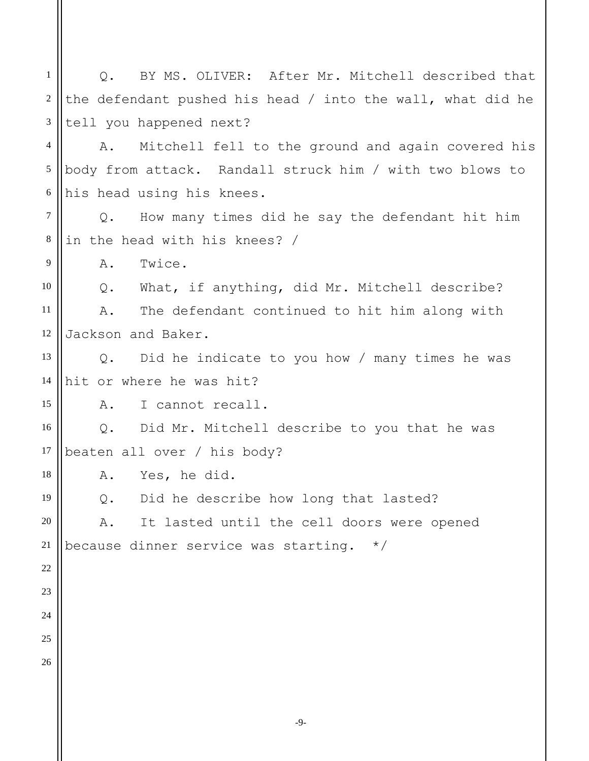Q. BY MS. OLIVER: After Mr. Mitchell described that the defendant pushed his head / into the wall, what did he tell you happened next?

A. Mitchell fell to the ground and again covered his body from attack. Randall struck him / with two blows to his head using his knees.

Q. How many times did he say the defendant hit him in the head with his knees? /

A. Twice.

Q. What, if anything, did Mr. Mitchell describe?

A. The defendant continued to hit him along with Jackson and Baker.

Q. Did he indicate to you how / many times he was hit or where he was hit?

A. I cannot recall.

Q. Did Mr. Mitchell describe to you that he was beaten all over / his body?

A. Yes, he did.

Q. Did he describe how long that lasted?

A. It lasted until the cell doors were opened because dinner service was starting. */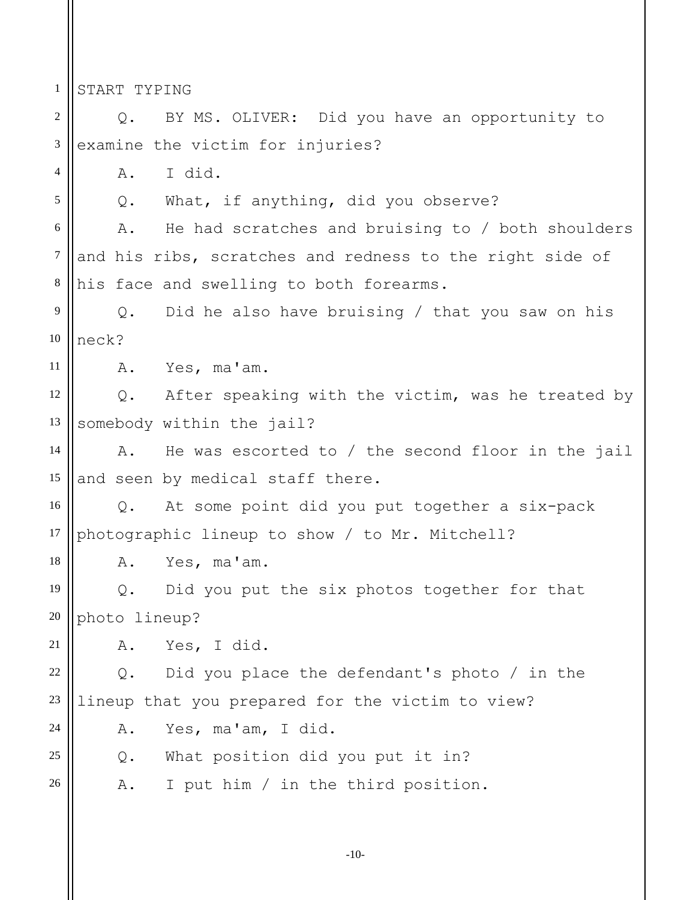START TYPING

Q. BY MS. OLIVER: Did you have an opportunity to examine the victim for injuries?

A. I did.

Q. What, if anything, did you observe?

A. He had scratches and bruising to / both shoulders and his ribs, scratches and redness to the right side of his face and swelling to both forearms.

Q. Did he also have bruising / that you saw on his neck?

A. Yes, ma'am.

Q. After speaking with the victim, was he treated by somebody within the jail?

A. He was escorted to / the second floor in the jail and seen by medical staff there.

Q. At some point did you put together a six-pack photographic lineup to show / to Mr. Mitchell?

A. Yes, ma'am.

Q. Did you put the six photos together for that photo lineup?

A. Yes, I did.

Q. Did you place the defendant's photo / in the lineup that you prepared for the victim to view?

A. Yes, ma'am, I did.

Q. What position did you put it in?

A. I put him / in the third position.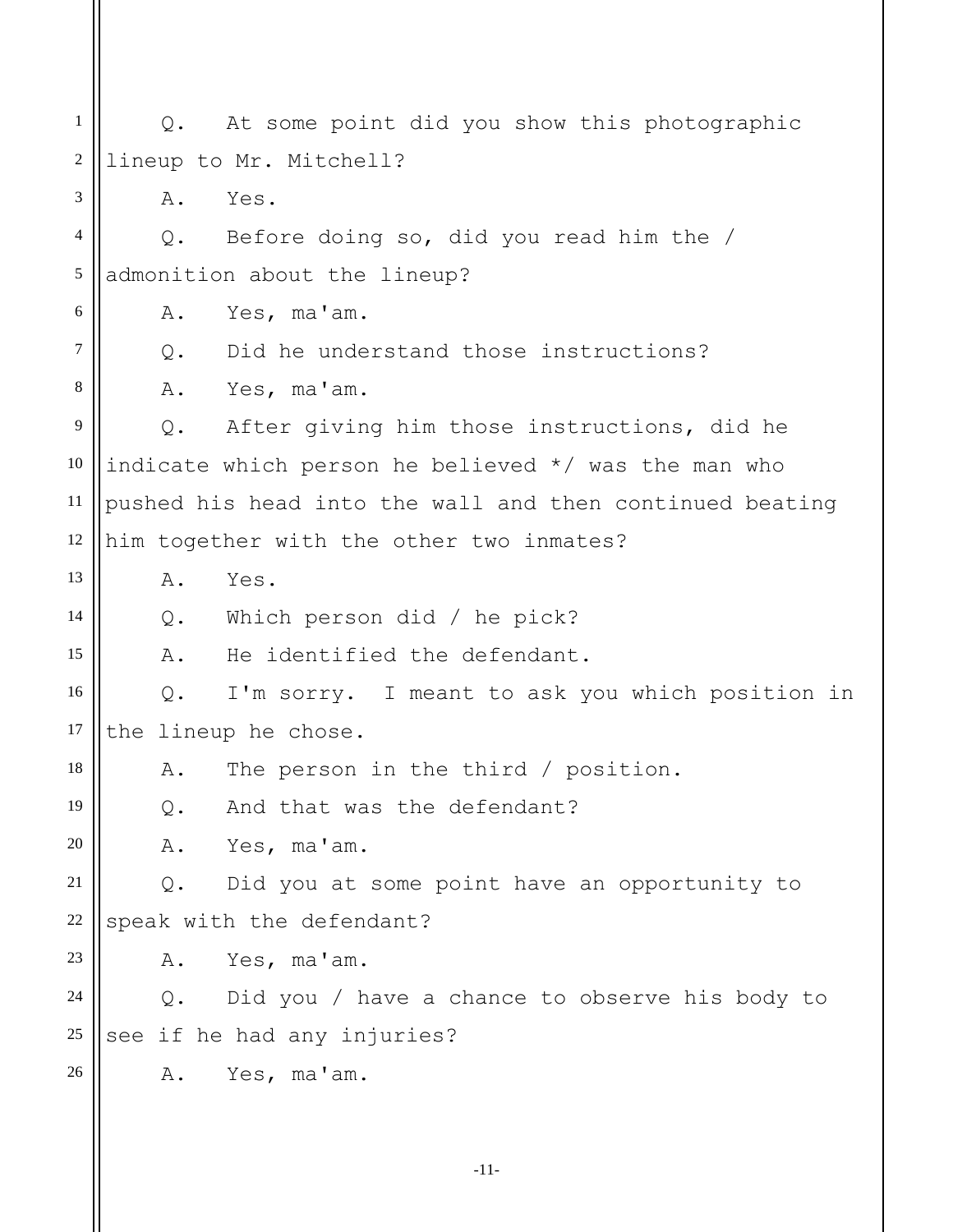Q. At some point did you show this photographic lineup to Mr. Mitchell?

A. Yes.

Q. Before doing so, did you read him the / admonition about the lineup?

A. Yes, ma'am.

Q. Did he understand those instructions?

A. Yes, ma'am.

Q. After giving him those instructions, did he indicate which person he believed */ was the man who pushed his head into the wall and then continued beating him together with the other two inmates?

A. Yes.

Q. Which person did / he pick?

A. He identified the defendant.

Q. I'm sorry. I meant to ask you which position in the lineup he chose.

A. The person in the third / position.

Q. And that was the defendant?

A. Yes, ma'am.

Q. Did you at some point have an opportunity to speak with the defendant?

A. Yes, ma'am.

Q. Did you / have a chance to observe his body to see if he had any injuries?

A. Yes, ma'am.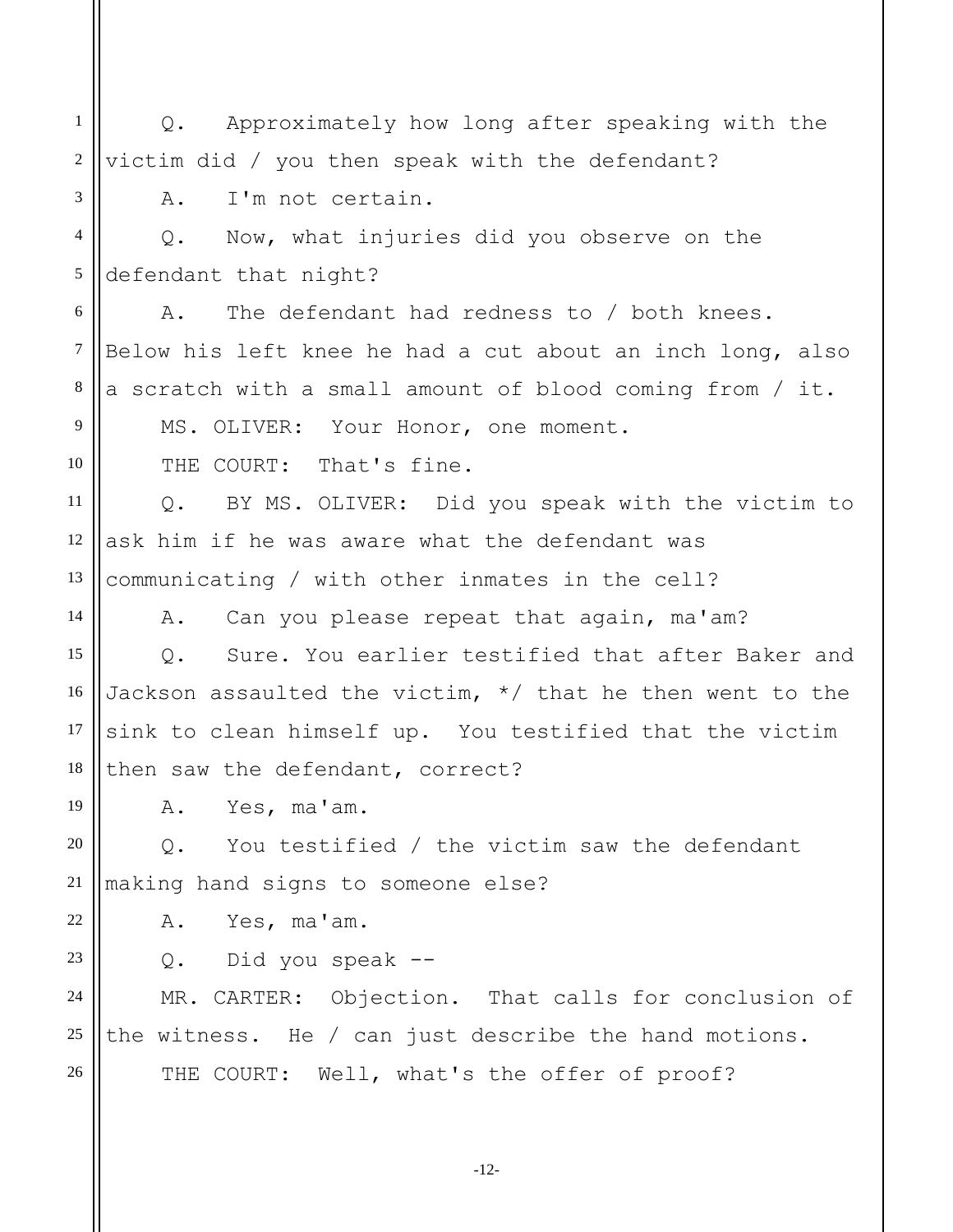Q. Approximately how long after speaking with the victim did / you then speak with the defendant?

A. I'm not certain.

Q. Now, what injuries did you observe on the defendant that night?

A. The defendant had redness to / both knees. Below his left knee he had a cut about an inch long, also a scratch with a small amount of blood coming from / it.

MS. OLIVER: Your Honor, one moment.

THE COURT: That's fine.

Q. BY MS. OLIVER: Did you speak with the victim to ask him if he was aware what the defendant was communicating / with other inmates in the cell?

A. Can you please repeat that again, ma'am?

Q. Sure. You earlier testified that after Baker and Jackson assaulted the victim, */ that he then went to the sink to clean himself up. You testified that the victim then saw the defendant, correct?

A. Yes, ma'am.

Q. You testified / the victim saw the defendant making hand signs to someone else?

A. Yes, ma'am.

Q. Did you speak --

MR. CARTER: Objection. That calls for conclusion of the witness. He / can just describe the hand motions.

THE COURT: Well, what's the offer of proof?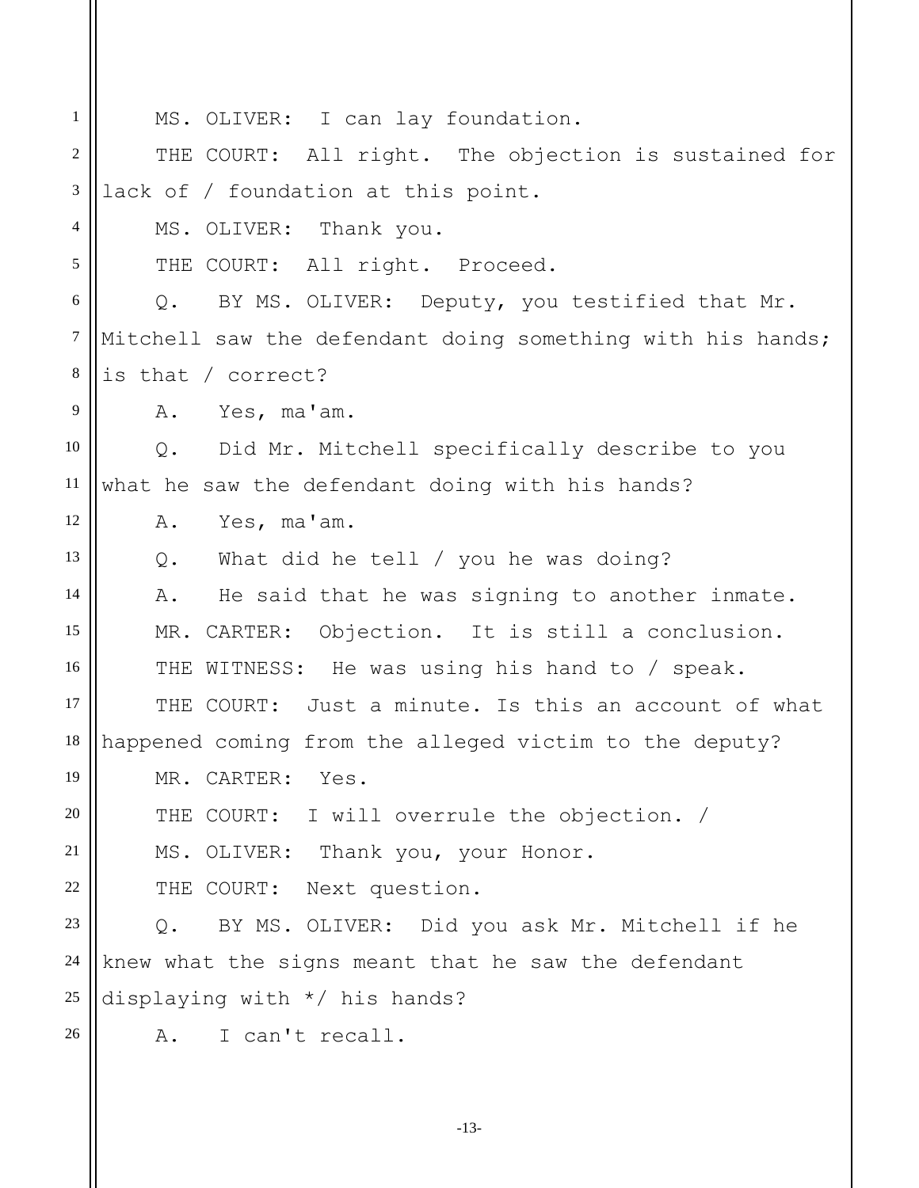MS. OLIVER: I can lay foundation.

THE COURT: All right. The objection is sustained for lack of / foundation at this point.

MS. OLIVER: Thank you.

THE COURT: All right. Proceed.

Q. BY MS. OLIVER: Deputy, you testified that Mr. Mitchell saw the defendant doing something with his hands; is that / correct?

A. Yes, ma'am.

Q. Did Mr. Mitchell specifically describe to you what he saw the defendant doing with his hands?

A. Yes, ma'am.

Q. What did he tell / you he was doing?

A. He said that he was signing to another inmate.

MR. CARTER: Objection. It is still a conclusion.

THE WITNESS: He was using his hand to / speak.

THE COURT: Just a minute. Is this an account of what happened coming from the alleged victim to the deputy?

MR. CARTER: Yes.

THE COURT: I will overrule the objection. /

MS. OLIVER: Thank you, your Honor.

THE COURT: Next question.

Q. BY MS. OLIVER: Did you ask Mr. Mitchell if he knew what the signs meant that he saw the defendant displaying with */ his hands?

A. I can't recall.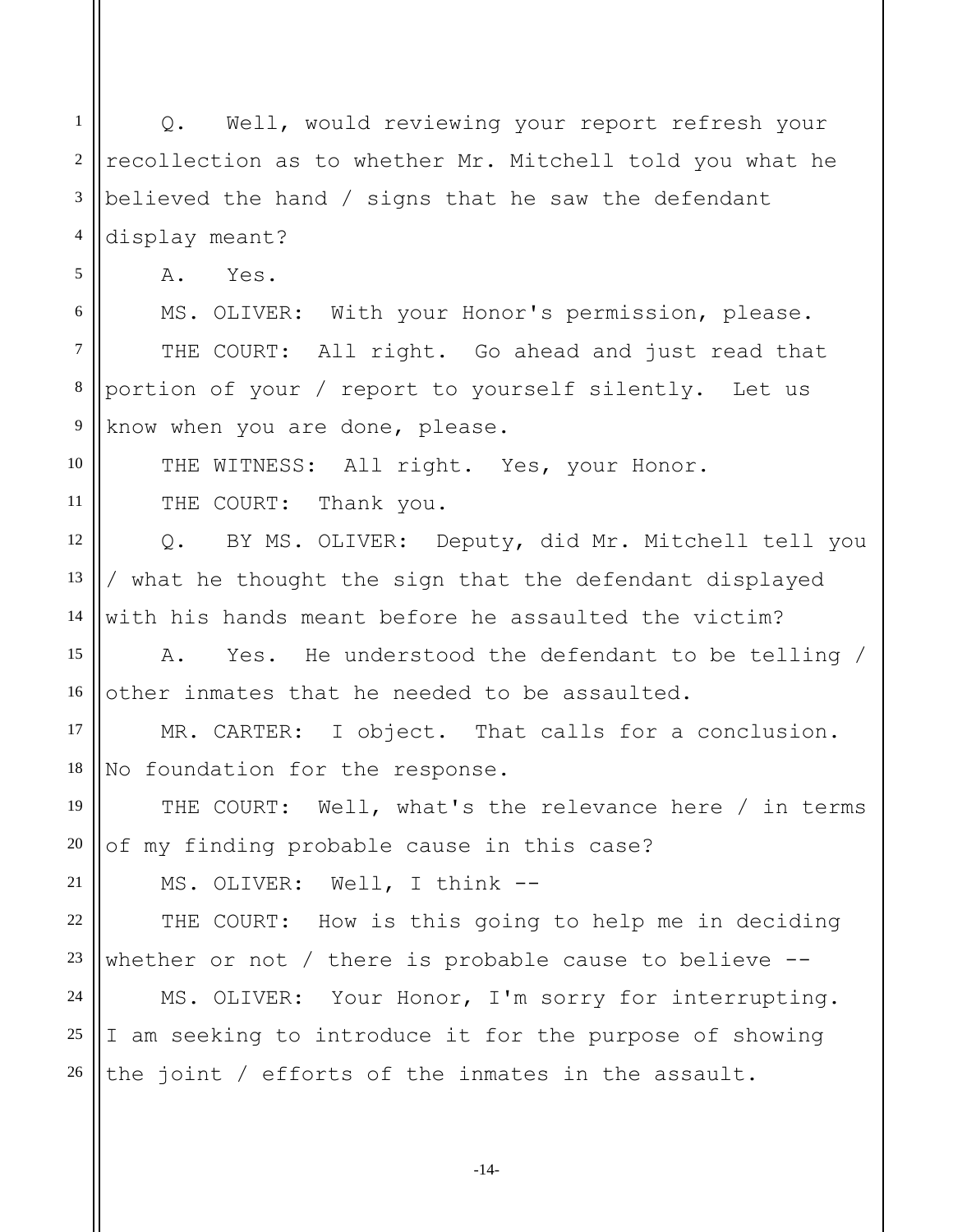Q. Well, would reviewing your report refresh your recollection as to whether Mr. Mitchell told you what he believed the hand / signs that he saw the defendant display meant?

A. Yes.

MS. OLIVER: With your Honor's permission, please.

THE COURT: All right. Go ahead and just read that portion of your / report to yourself silently. Let us know when you are done, please.

THE WITNESS: All right. Yes, your Honor.

THE COURT: Thank you.

Q. BY MS. OLIVER: Deputy, did Mr. Mitchell tell you / what he thought the sign that the defendant displayed with his hands meant before he assaulted the victim?

A. Yes. He understood the defendant to be telling / other inmates that he needed to be assaulted.

MR. CARTER: I object. That calls for a conclusion. No foundation for the response.

THE COURT: Well, what's the relevance here / in terms of my finding probable cause in this case?

MS. OLIVER: Well, I think --

THE COURT: How is this going to help me in deciding whether or not / there is probable cause to believe --

MS. OLIVER: Your Honor, I'm sorry for interrupting. I am seeking to introduce it for the purpose of showing the joint / efforts of the inmates in the assault.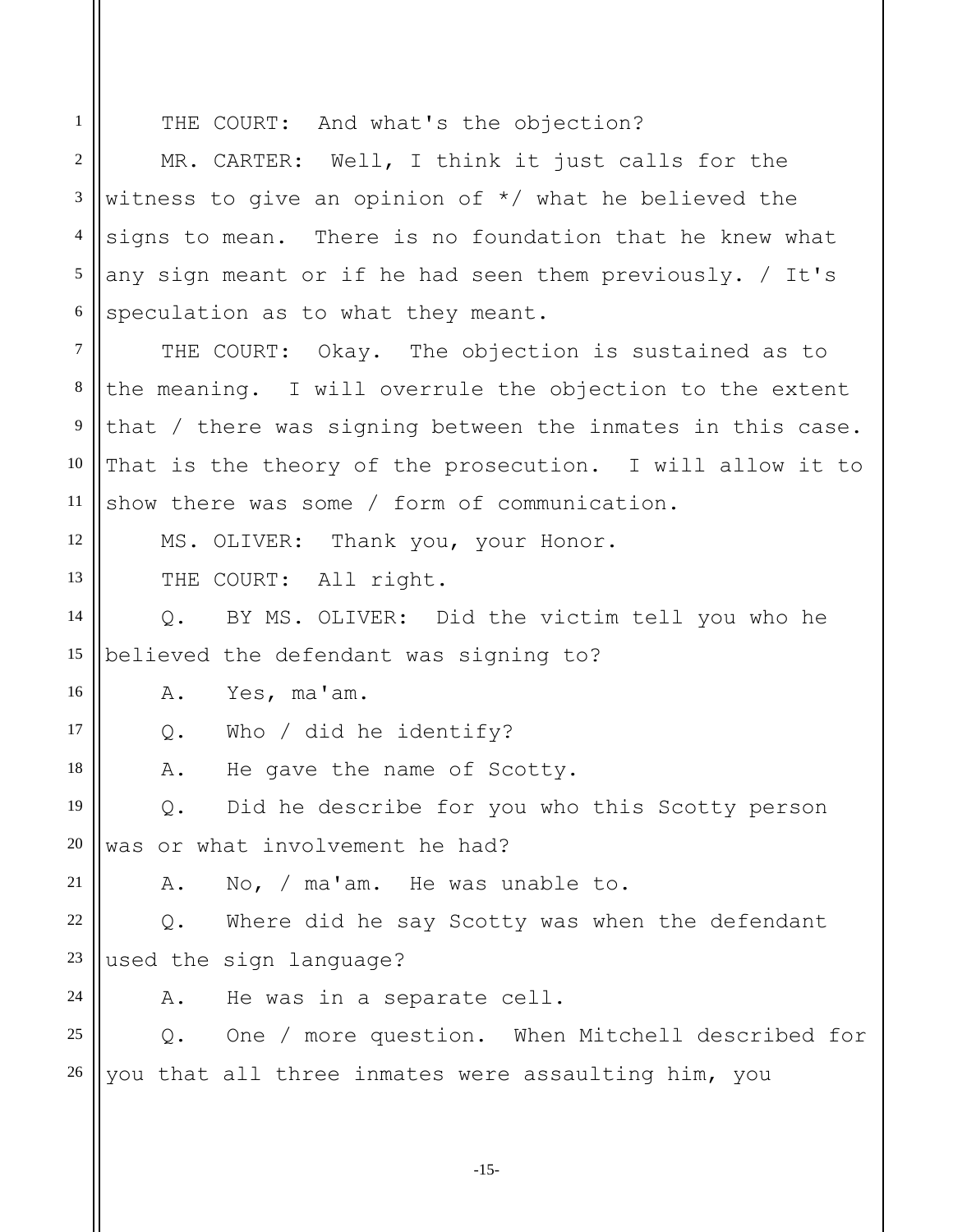THE COURT: And what's the objection?

MR. CARTER: Well, I think it just calls for the witness to give an opinion of */ what he believed the signs to mean. There is no foundation that he knew what any sign meant or if he had seen them previously. / It's speculation as to what they meant.

THE COURT: Okay. The objection is sustained as to the meaning. I will overrule the objection to the extent that / there was signing between the inmates in this case. That is the theory of the prosecution. I will allow it to show there was some / form of communication.

MS. OLIVER: Thank you, your Honor.

THE COURT: All right.

Q. BY MS. OLIVER: Did the victim tell you who he believed the defendant was signing to?

A. Yes, ma'am.

Q. Who / did he identify?

A. He gave the name of Scotty.

Q. Did he describe for you who this Scotty person was or what involvement he had?

A. No, / ma'am. He was unable to.

Q. Where did he say Scotty was when the defendant used the sign language?

A. He was in a separate cell.

Q. One / more question. When Mitchell described for you that all three inmates were assaulting him, you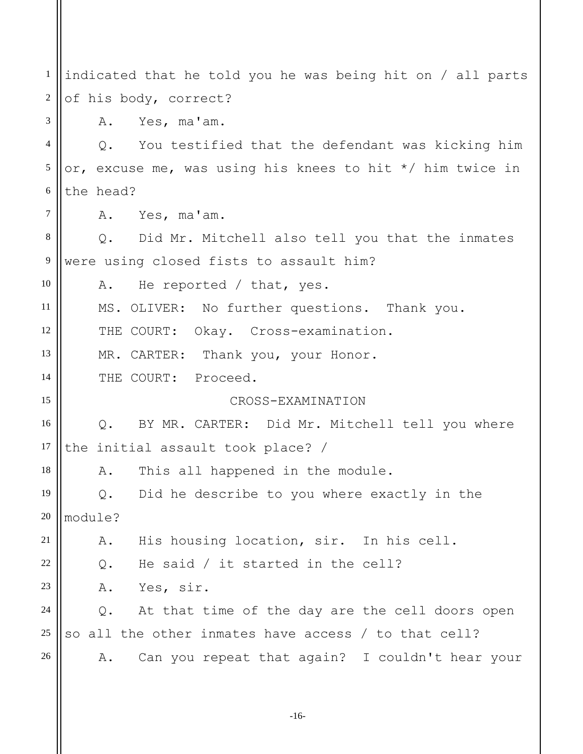indicated that he told you he was being hit on / all parts of his body, correct?

A. Yes, ma'am.

Q. You testified that the defendant was kicking him or, excuse me, was using his knees to hit */ him twice in the head?

A. Yes, ma'am.

Q. Did Mr. Mitchell also tell you that the inmates were using closed fists to assault him?

A. He reported / that, yes.

MS. OLIVER: No further questions. Thank you.

THE COURT: Okay. Cross-examination.

MR. CARTER: Thank you, your Honor.

THE COURT: Proceed.

CROSS-EXAMINATION

Q. BY MR. CARTER: Did Mr. Mitchell tell you where the initial assault took place? /

A. This all happened in the module.

Q. Did he describe to you where exactly in the module?

A. His housing location, sir. In his cell.

Q. He said / it started in the cell?

A. Yes, sir.

Q. At that time of the day are the cell doors open so all the other inmates have access / to that cell?

A. Can you repeat that again? I couldn't hear your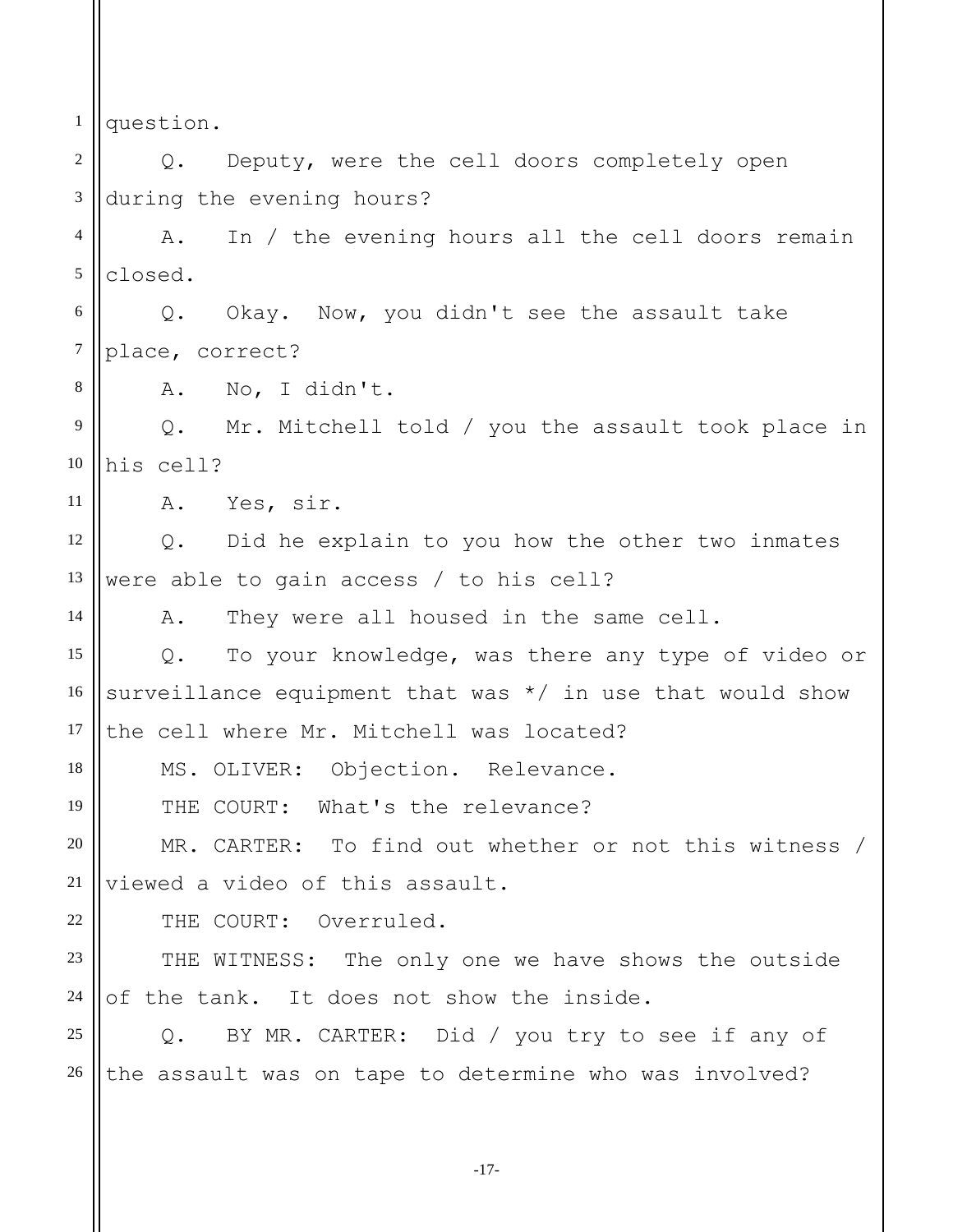question.

Q. Deputy, were the cell doors completely open during the evening hours?

A. In / the evening hours all the cell doors remain closed.

Q. Okay. Now, you didn't see the assault take place, correct?

A. No, I didn't.

Q. Mr. Mitchell told / you the assault took place in his cell?

A. Yes, sir.

Q. Did he explain to you how the other two inmates were able to gain access / to his cell?

A. They were all housed in the same cell.

Q. To your knowledge, was there any type of video or surveillance equipment that was */ in use that would show the cell where Mr. Mitchell was located?

MS. OLIVER: Objection. Relevance.

THE COURT: What's the relevance?

MR. CARTER: To find out whether or not this witness / viewed a video of this assault.

THE COURT: Overruled.

THE WITNESS: The only one we have shows the outside of the tank. It does not show the inside.

Q. BY MR. CARTER: Did / you try to see if any of the assault was on tape to determine who was involved?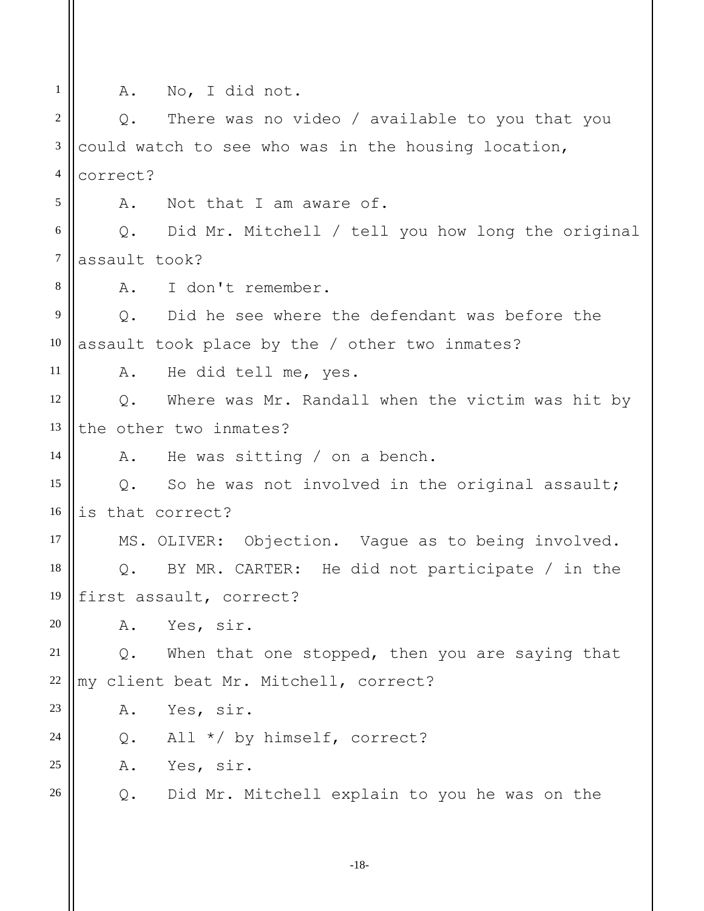A. No, I did not.

Q. There was no video / available to you that you could watch to see who was in the housing location, correct?

A. Not that I am aware of.

Q. Did Mr. Mitchell / tell you how long the original assault took?

A. I don't remember.

Q. Did he see where the defendant was before the assault took place by the / other two inmates?

A. He did tell me, yes.

Q. Where was Mr. Randall when the victim was hit by the other two inmates?

A. He was sitting / on a bench.

Q. So he was not involved in the original assault; is that correct?

MS. OLIVER: Objection. Vague as to being involved.

Q. BY MR. CARTER: He did not participate / in the first assault, correct?

A. Yes, sir.

Q. When that one stopped, then you are saying that my client beat Mr. Mitchell, correct?

A. Yes, sir.

Q. All */ by himself, correct?

A. Yes, sir.

Q. Did Mr. Mitchell explain to you he was on the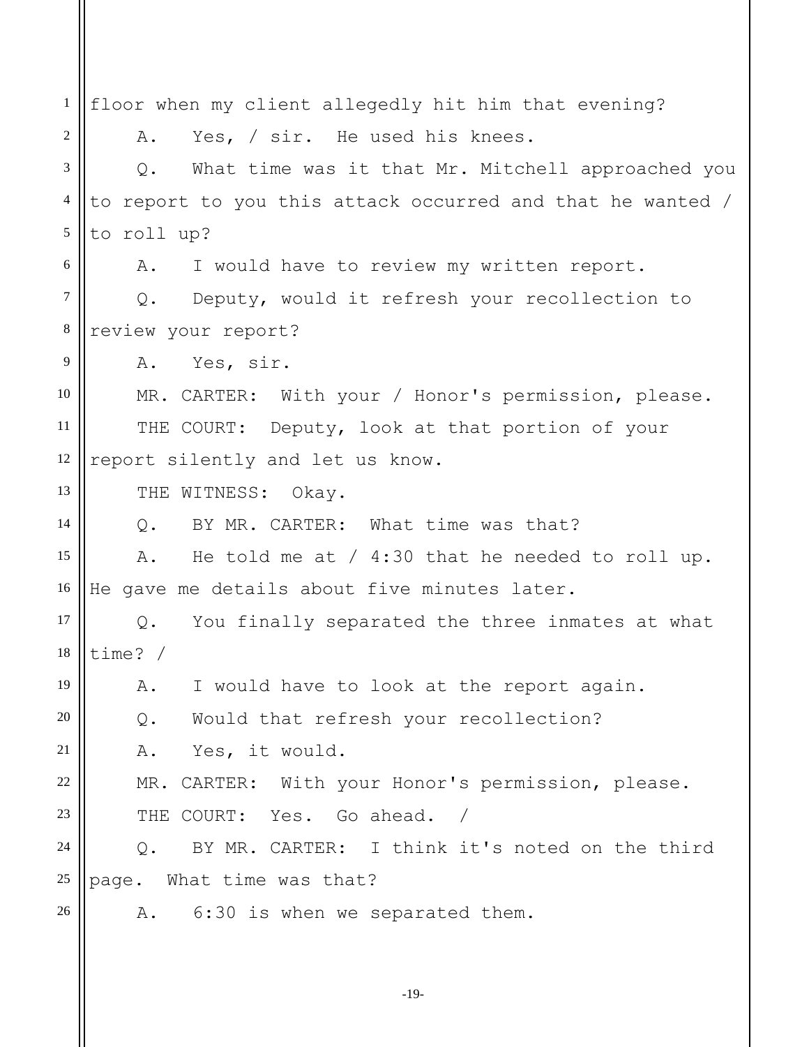floor when my client allegedly hit him that evening?

A. Yes, / sir. He used his knees.

Q. What time was it that Mr. Mitchell approached you to report to you this attack occurred and that he wanted / to roll up?

A. I would have to review my written report.

Q. Deputy, would it refresh your recollection to review your report?

A. Yes, sir.

MR. CARTER: With your / Honor's permission, please.

THE COURT: Deputy, look at that portion of your report silently and let us know.

THE WITNESS: Okay.

Q. BY MR. CARTER: What time was that?

A. He told me at / 4:30 that he needed to roll up. He gave me details about five minutes later.

Q. You finally separated the three inmates at what time? /

A. I would have to look at the report again.

Q. Would that refresh your recollection?

A. Yes, it would.

MR. CARTER: With your Honor's permission, please.

THE COURT: Yes. Go ahead. /

Q. BY MR. CARTER: I think it's noted on the third page. What time was that?

A. 6:30 is when we separated them.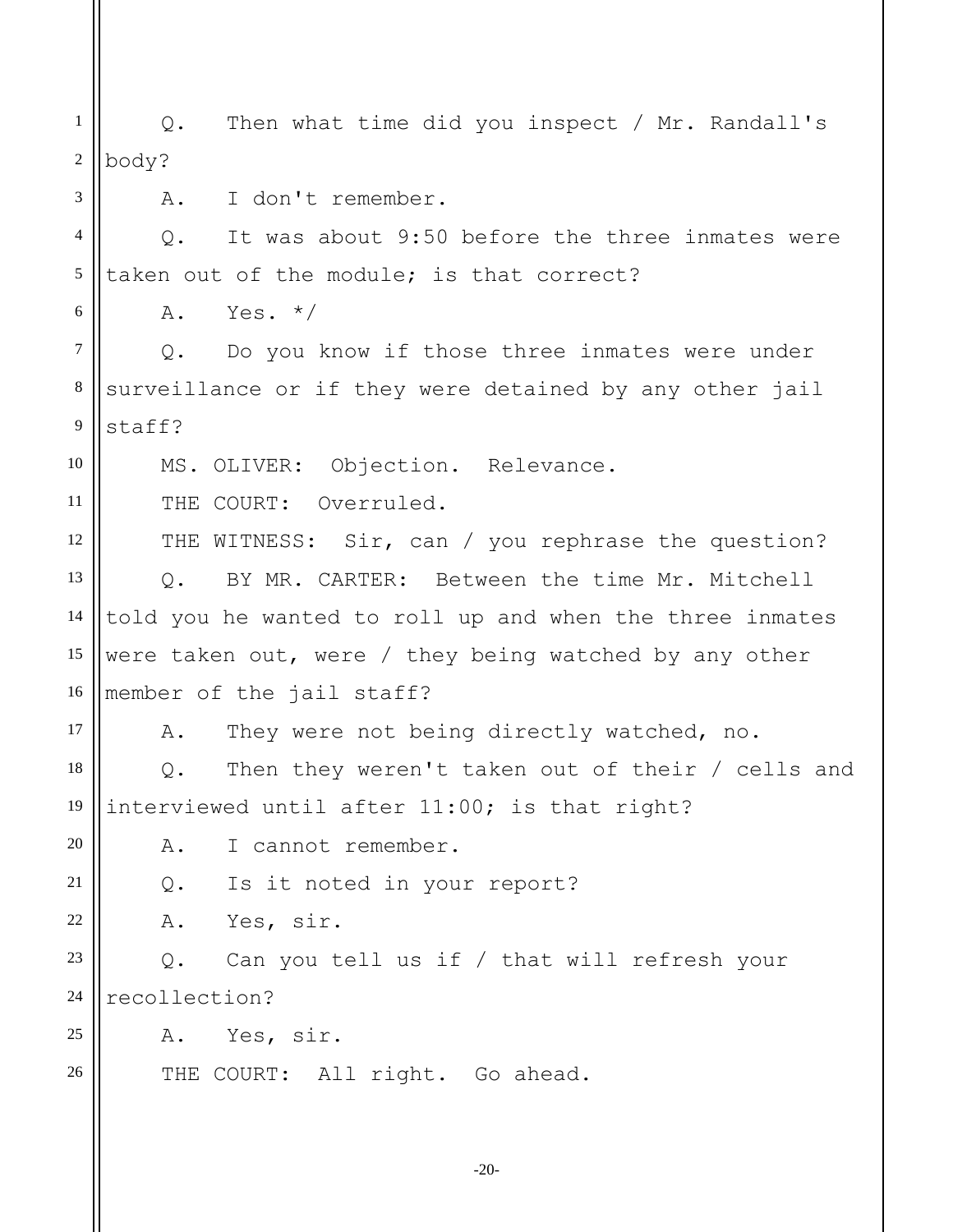Q. Then what time did you inspect / Mr. Randall's body?

A. I don't remember.

Q. It was about 9:50 before the three inmates were taken out of the module; is that correct?

A. Yes. */

Q. Do you know if those three inmates were under surveillance or if they were detained by any other jail staff?

MS. OLIVER: Objection. Relevance.

THE COURT: Overruled.

THE WITNESS: Sir, can / you rephrase the question?

Q. BY MR. CARTER: Between the time Mr. Mitchell told you he wanted to roll up and when the three inmates were taken out, were / they being watched by any other member of the jail staff?

A. They were not being directly watched, no.

Q. Then they weren't taken out of their / cells and interviewed until after 11:00; is that right?

A. I cannot remember.

Q. Is it noted in your report?

A. Yes, sir.

Q. Can you tell us if / that will refresh your recollection?

A. Yes, sir.

THE COURT: All right. Go ahead.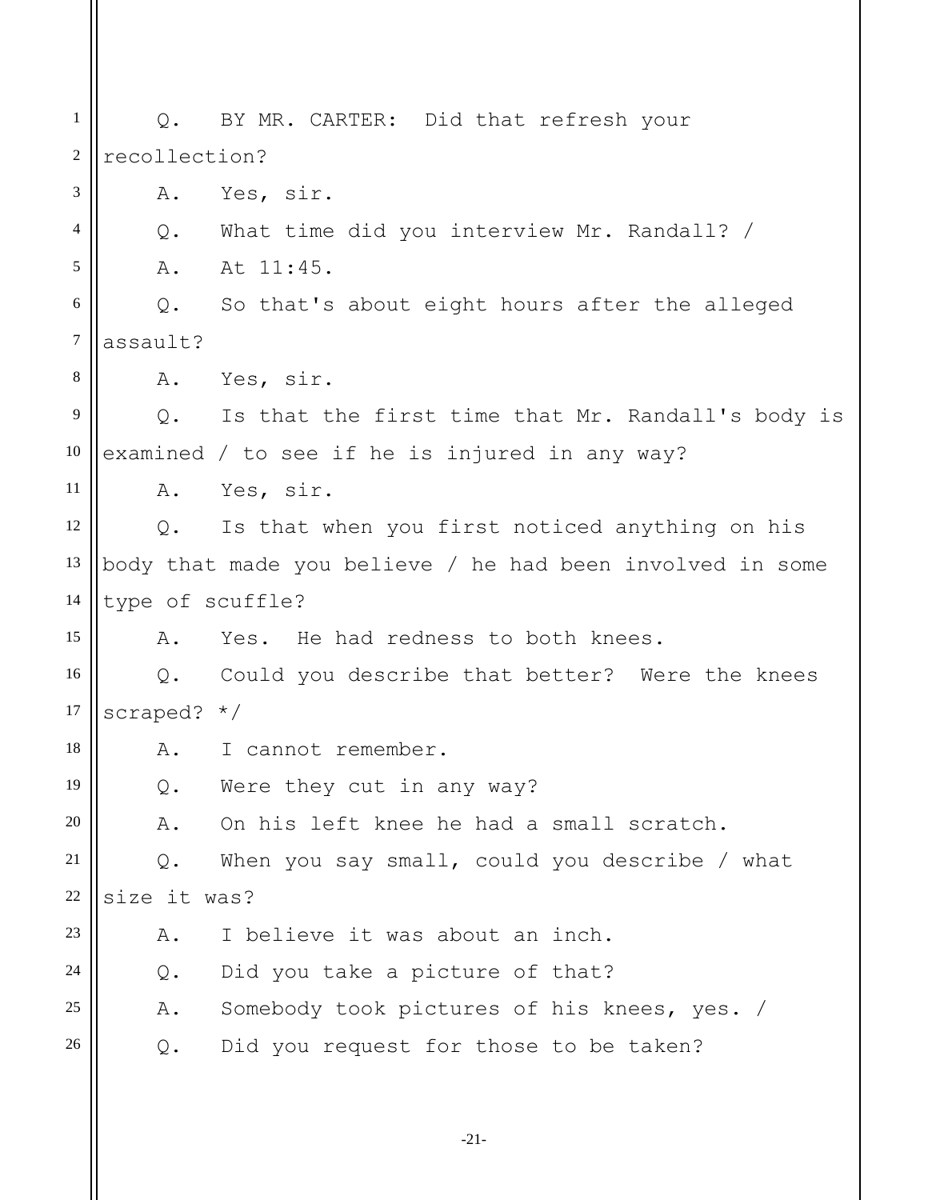Q. BY MR. CARTER: Did that refresh your recollection?

A. Yes, sir.

Q. What time did you interview Mr. Randall? /

A. At 11:45.

Q. So that's about eight hours after the alleged assault?

A. Yes, sir.

Q. Is that the first time that Mr. Randall's body is examined / to see if he is injured in any way?

A. Yes, sir.

Q. Is that when you first noticed anything on his body that made you believe / he had been involved in some type of scuffle?

A. Yes. He had redness to both knees.

Q. Could you describe that better? Were the knees scraped? */

A. I cannot remember.

Q. Were they cut in any way?

A. On his left knee he had a small scratch.

Q. When you say small, could you describe / what size it was?

A. I believe it was about an inch.

Q. Did you take a picture of that?

A. Somebody took pictures of his knees, yes. /

Q. Did you request for those to be taken?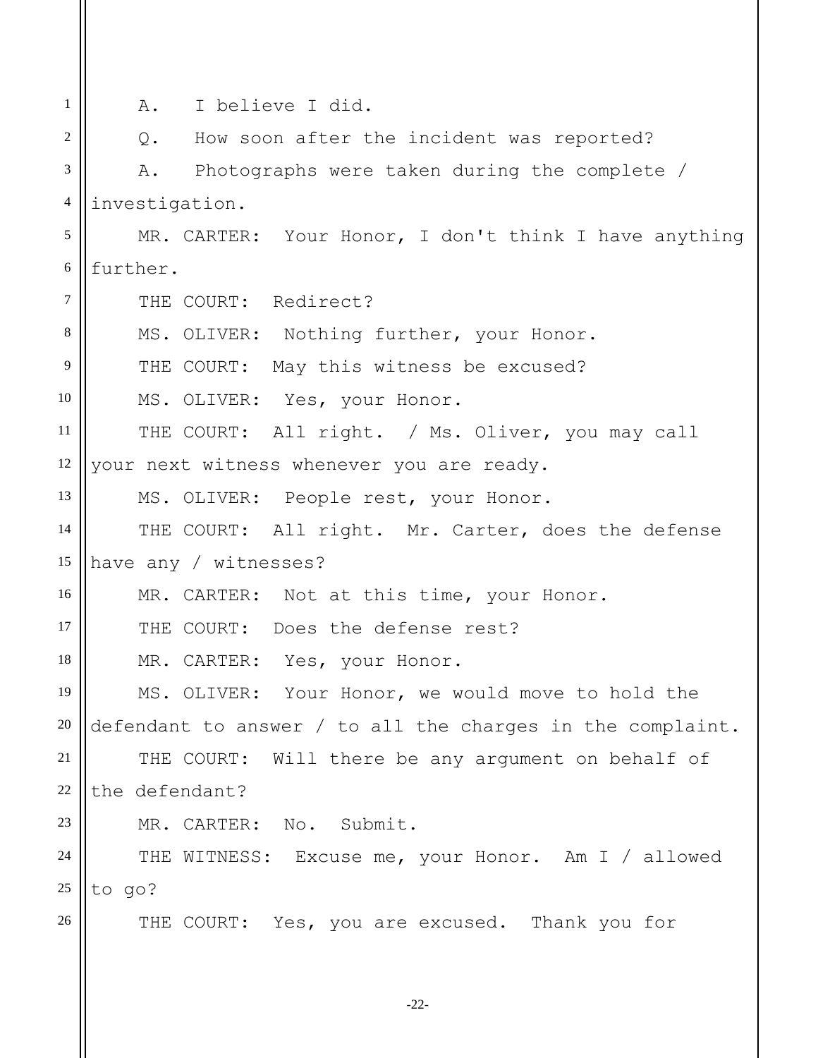A. I believe I did.

Q. How soon after the incident was reported?

A. Photographs were taken during the complete / investigation.

MR. CARTER: Your Honor, I don't think I have anything further.

THE COURT: Redirect?

MS. OLIVER: Nothing further, your Honor.

THE COURT: May this witness be excused?

MS. OLIVER: Yes, your Honor.

THE COURT: All right. / Ms. Oliver, you may call your next witness whenever you are ready.

MS. OLIVER: People rest, your Honor.

THE COURT: All right. Mr. Carter, does the defense have any / witnesses?

MR. CARTER: Not at this time, your Honor.

THE COURT: Does the defense rest?

MR. CARTER: Yes, your Honor.

MS. OLIVER: Your Honor, we would move to hold the defendant to answer / to all the charges in the complaint.

THE COURT: Will there be any argument on behalf of the defendant?

MR. CARTER: No. Submit.

THE WITNESS: Excuse me, your Honor. Am I / allowed to go?

THE COURT: Yes, you are excused. Thank you for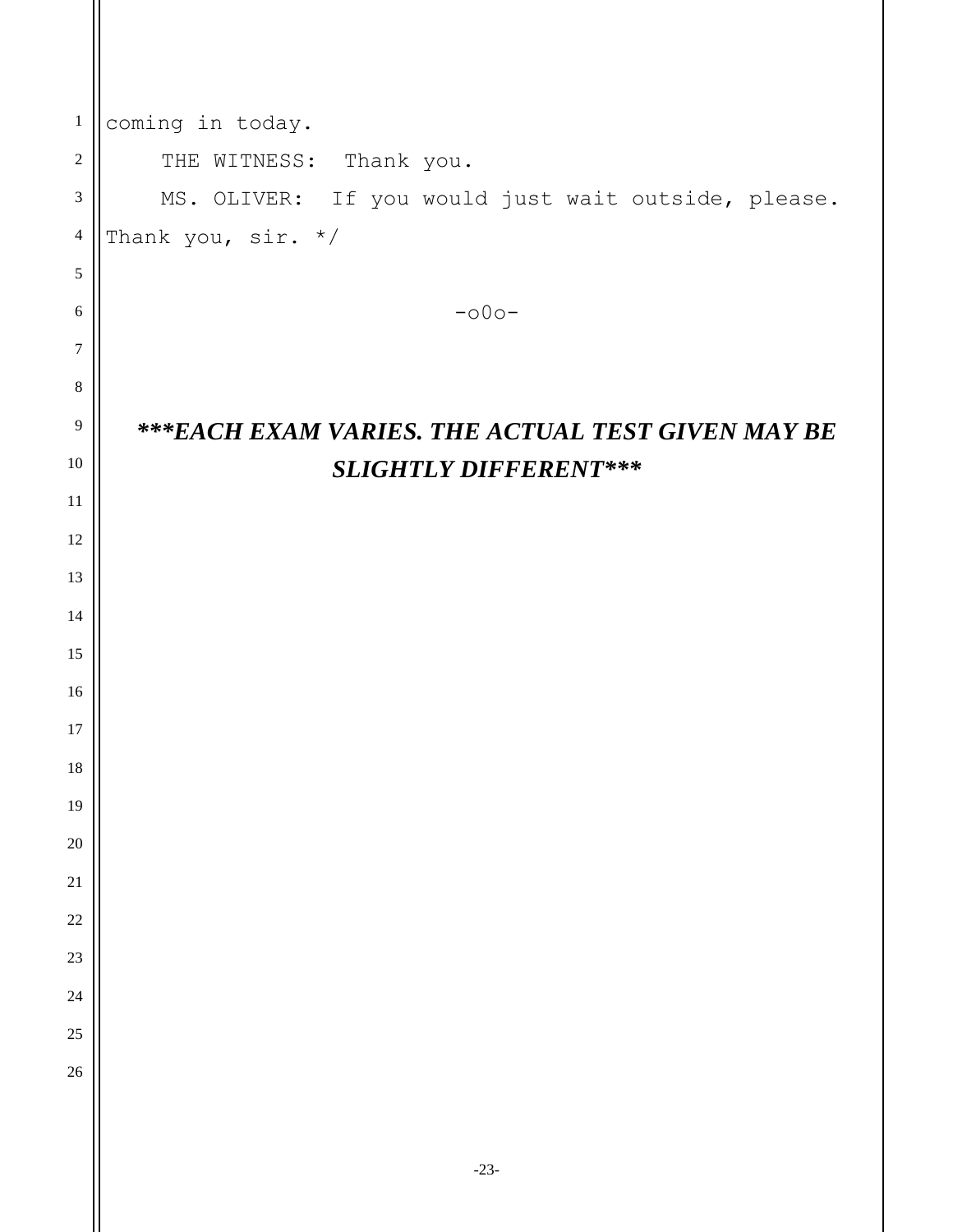coming in today.

THE WITNESS: Thank you.

MS. OLIVER: If you would just wait outside, please. Thank you, sir. */

-o0o-

***EACH EXAM VARIES. THE ACTUAL TEST GIVEN MAY BE SLIGHTLY DIFFERENT***